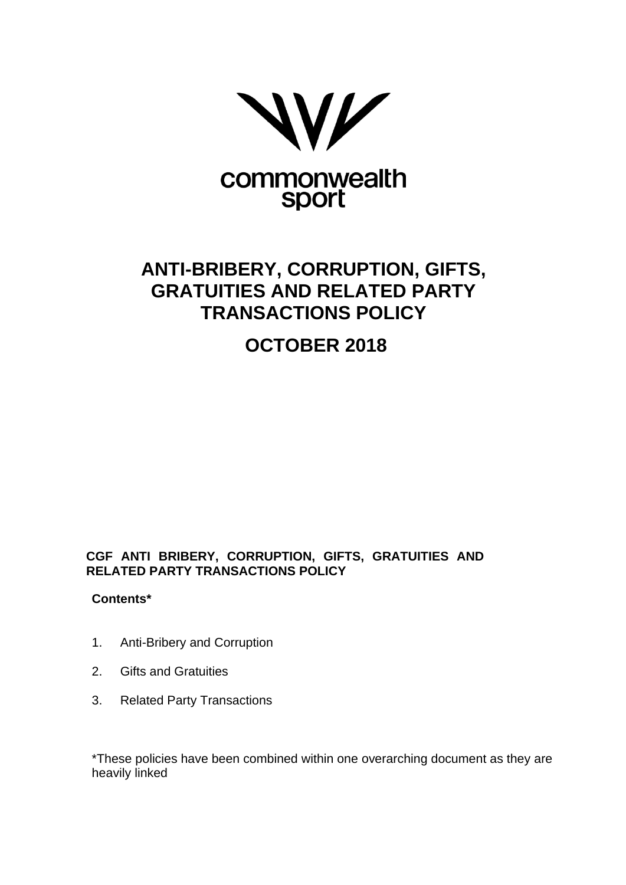commonwealth
sport

# ANTI-BRIBERY, CORRUPTION, GIFTS, GRATUITIES AND RELATED PARTY TRANSACTIONS POLICY

## OCTOBER 2018

**CGF ANTI BRIBERY, CORRUPTION, GIFTS, GRATUITIES AND RELATED PARTY TRANSACTIONS POLICY**

**Contents***

1. Anti-Bribery and Corruption
2. Gifts and Gratuities
3. Related Party Transactions

*These policies have been combined within one overarching document as they are heavily linked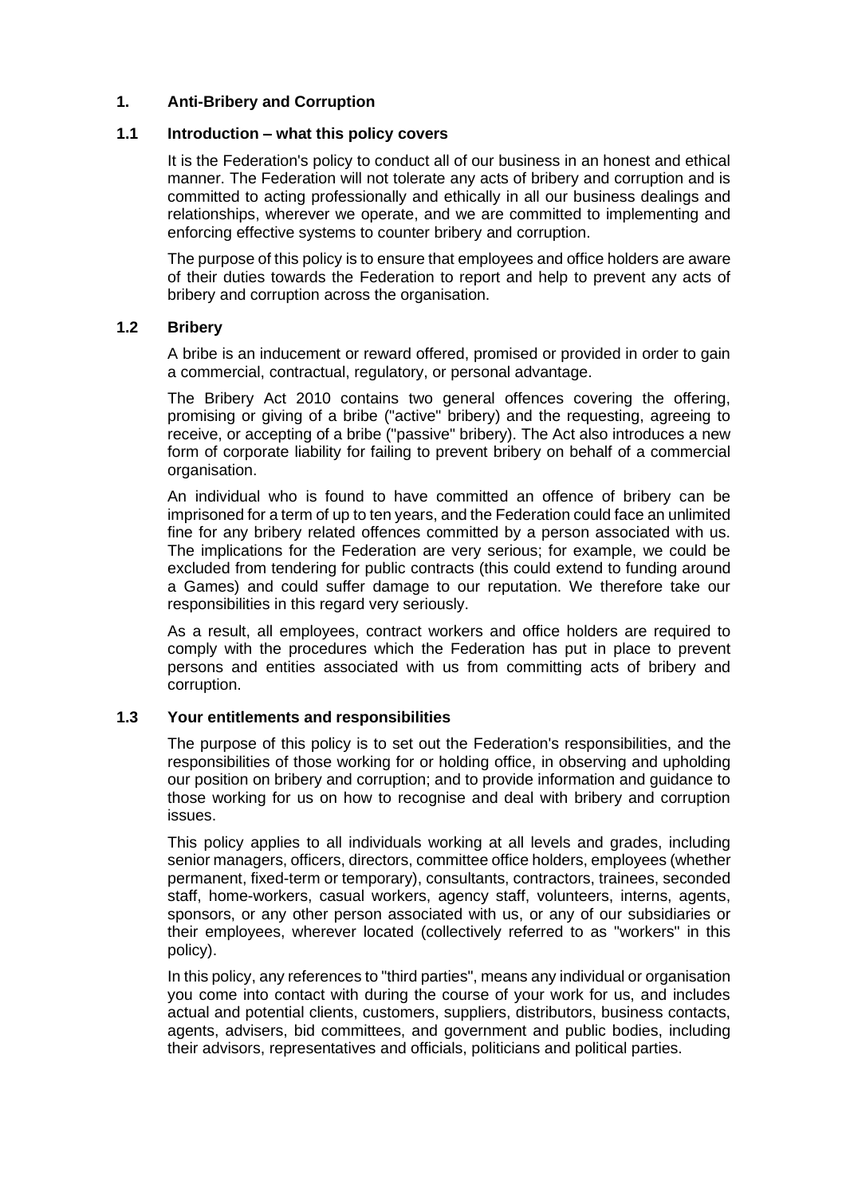# 1. Anti-Bribery and Corruption

## 1.1 Introduction – what this policy covers

It is the Federation's policy to conduct all of our business in an honest and ethical manner. The Federation will not tolerate any acts of bribery and corruption and is committed to acting professionally and ethically in all our business dealings and relationships, wherever we operate, and we are committed to implementing and enforcing effective systems to counter bribery and corruption.

The purpose of this policy is to ensure that employees and office holders are aware of their duties towards the Federation to report and help to prevent any acts of bribery and corruption across the organisation.

## 1.2 Bribery

A bribe is an inducement or reward offered, promised or provided in order to gain a commercial, contractual, regulatory, or personal advantage.

The Bribery Act 2010 contains two general offences covering the offering, promising or giving of a bribe ("active" bribery) and the requesting, agreeing to receive, or accepting of a bribe ("passive" bribery). The Act also introduces a new form of corporate liability for failing to prevent bribery on behalf of a commercial organisation.

An individual who is found to have committed an offence of bribery can be imprisoned for a term of up to ten years, and the Federation could face an unlimited fine for any bribery related offences committed by a person associated with us. The implications for the Federation are very serious; for example, we could be excluded from tendering for public contracts (this could extend to funding around a Games) and could suffer damage to our reputation. We therefore take our responsibilities in this regard very seriously.

As a result, all employees, contract workers and office holders are required to comply with the procedures which the Federation has put in place to prevent persons and entities associated with us from committing acts of bribery and corruption.

## 1.3 Your entitlements and responsibilities

The purpose of this policy is to set out the Federation's responsibilities, and the responsibilities of those working for or holding office, in observing and upholding our position on bribery and corruption; and to provide information and guidance to those working for us on how to recognise and deal with bribery and corruption issues.

This policy applies to all individuals working at all levels and grades, including senior managers, officers, directors, committee office holders, employees (whether permanent, fixed-term or temporary), consultants, contractors, trainees, seconded staff, home-workers, casual workers, agency staff, volunteers, interns, agents, sponsors, or any other person associated with us, or any of our subsidiaries or their employees, wherever located (collectively referred to as "workers" in this policy).

In this policy, any references to "third parties", means any individual or organisation you come into contact with during the course of your work for us, and includes actual and potential clients, customers, suppliers, distributors, business contacts, agents, advisers, bid committees, and government and public bodies, including their advisors, representatives and officials, politicians and political parties.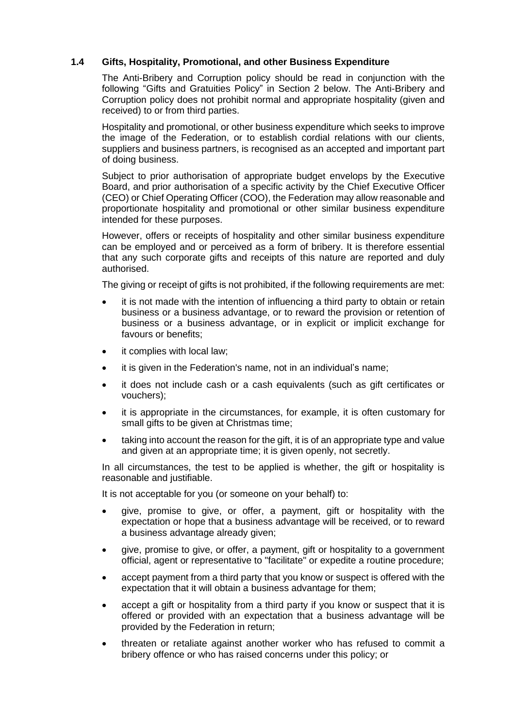### 1.4 Gifts, Hospitality, Promotional, and other Business Expenditure

The Anti-Bribery and Corruption policy should be read in conjunction with the following "Gifts and Gratuities Policy" in Section 2 below. The Anti-Bribery and Corruption policy does not prohibit normal and appropriate hospitality (given and received) to or from third parties.

Hospitality and promotional, or other business expenditure which seeks to improve the image of the Federation, or to establish cordial relations with our clients, suppliers and business partners, is recognised as an accepted and important part of doing business.

Subject to prior authorisation of appropriate budget envelops by the Executive Board, and prior authorisation of a specific activity by the Chief Executive Officer (CEO) or Chief Operating Officer (COO), the Federation may allow reasonable and proportionate hospitality and promotional or other similar business expenditure intended for these purposes.

However, offers or receipts of hospitality and other similar business expenditure can be employed and or perceived as a form of bribery. It is therefore essential that any such corporate gifts and receipts of this nature are reported and duly authorised.

The giving or receipt of gifts is not prohibited, if the following requirements are met:

- it is not made with the intention of influencing a third party to obtain or retain business or a business advantage, or to reward the provision or retention of business or a business advantage, or in explicit or implicit exchange for favours or benefits;
- it complies with local law;
- it is given in the Federation's name, not in an individual's name;
- it does not include cash or a cash equivalents (such as gift certificates or vouchers);
- it is appropriate in the circumstances, for example, it is often customary for small gifts to be given at Christmas time;
- taking into account the reason for the gift, it is of an appropriate type and value and given at an appropriate time; it is given openly, not secretly.

In all circumstances, the test to be applied is whether, the gift or hospitality is reasonable and justifiable.

It is not acceptable for you (or someone on your behalf) to:

- give, promise to give, or offer, a payment, gift or hospitality with the expectation or hope that a business advantage will be received, or to reward a business advantage already given;
- give, promise to give, or offer, a payment, gift or hospitality to a government official, agent or representative to "facilitate" or expedite a routine procedure;
- accept payment from a third party that you know or suspect is offered with the expectation that it will obtain a business advantage for them;
- accept a gift or hospitality from a third party if you know or suspect that it is offered or provided with an expectation that a business advantage will be provided by the Federation in return;
- threaten or retaliate against another worker who has refused to commit a bribery offence or who has raised concerns under this policy; or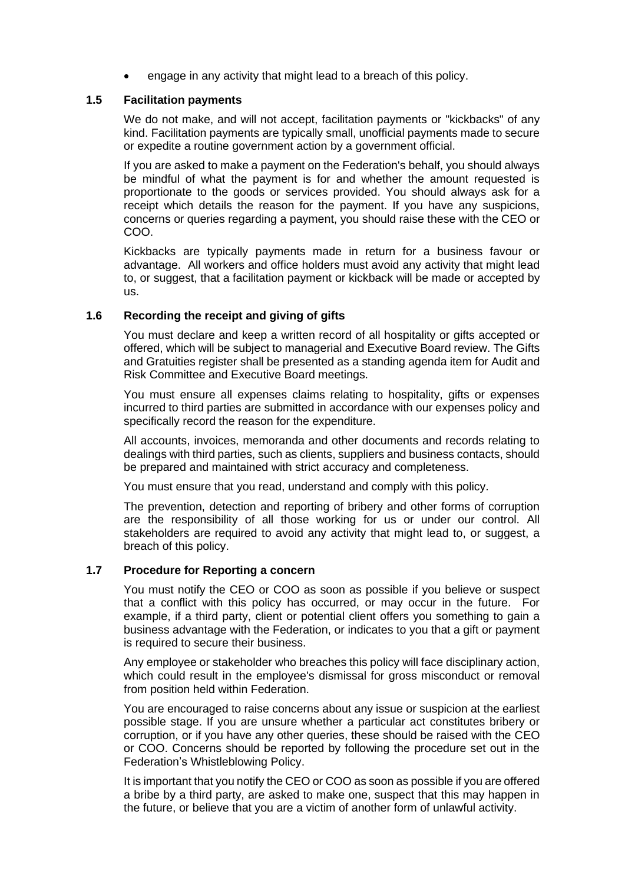- engage in any activity that might lead to a breach of this policy.

### 1.5 Facilitation payments

We do not make, and will not accept, facilitation payments or "kickbacks" of any kind. Facilitation payments are typically small, unofficial payments made to secure or expedite a routine government action by a government official.

If you are asked to make a payment on the Federation's behalf, you should always be mindful of what the payment is for and whether the amount requested is proportionate to the goods or services provided. You should always ask for a receipt which details the reason for the payment. If you have any suspicions, concerns or queries regarding a payment, you should raise these with the CEO or COO.

Kickbacks are typically payments made in return for a business favour or advantage. All workers and office holders must avoid any activity that might lead to, or suggest, that a facilitation payment or kickback will be made or accepted by us.

### 1.6 Recording the receipt and giving of gifts

You must declare and keep a written record of all hospitality or gifts accepted or offered, which will be subject to managerial and Executive Board review. The Gifts and Gratuities register shall be presented as a standing agenda item for Audit and Risk Committee and Executive Board meetings.

You must ensure all expenses claims relating to hospitality, gifts or expenses incurred to third parties are submitted in accordance with our expenses policy and specifically record the reason for the expenditure.

All accounts, invoices, memoranda and other documents and records relating to dealings with third parties, such as clients, suppliers and business contacts, should be prepared and maintained with strict accuracy and completeness.

You must ensure that you read, understand and comply with this policy.

The prevention, detection and reporting of bribery and other forms of corruption are the responsibility of all those working for us or under our control. All stakeholders are required to avoid any activity that might lead to, or suggest, a breach of this policy.

### 1.7 Procedure for Reporting a concern

You must notify the CEO or COO as soon as possible if you believe or suspect that a conflict with this policy has occurred, or may occur in the future. For example, if a third party, client or potential client offers you something to gain a business advantage with the Federation, or indicates to you that a gift or payment is required to secure their business.

Any employee or stakeholder who breaches this policy will face disciplinary action, which could result in the employee's dismissal for gross misconduct or removal from position held within Federation.

You are encouraged to raise concerns about any issue or suspicion at the earliest possible stage. If you are unsure whether a particular act constitutes bribery or corruption, or if you have any other queries, these should be raised with the CEO or COO. Concerns should be reported by following the procedure set out in the Federation's Whistleblowing Policy.

It is important that you notify the CEO or COO as soon as possible if you are offered a bribe by a third party, are asked to make one, suspect that this may happen in the future, or believe that you are a victim of another form of unlawful activity.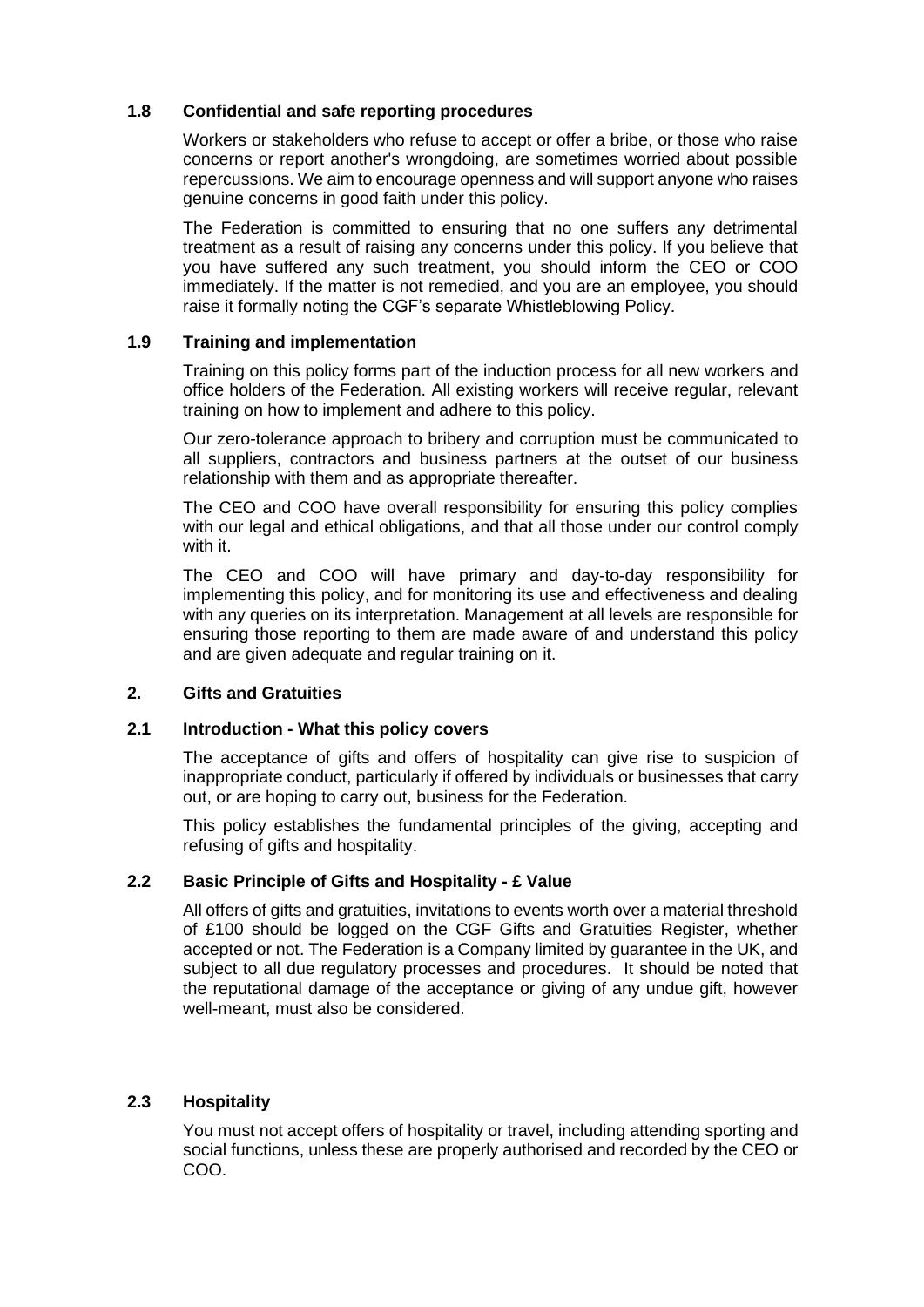### 1.8 Confidential and safe reporting procedures

Workers or stakeholders who refuse to accept or offer a bribe, or those who raise concerns or report another's wrongdoing, are sometimes worried about possible repercussions. We aim to encourage openness and will support anyone who raises genuine concerns in good faith under this policy.

The Federation is committed to ensuring that no one suffers any detrimental treatment as a result of raising any concerns under this policy. If you believe that you have suffered any such treatment, you should inform the CEO or COO immediately. If the matter is not remedied, and you are an employee, you should raise it formally noting the CGF's separate Whistleblowing Policy.

### 1.9 Training and implementation

Training on this policy forms part of the induction process for all new workers and office holders of the Federation. All existing workers will receive regular, relevant training on how to implement and adhere to this policy.

Our zero-tolerance approach to bribery and corruption must be communicated to all suppliers, contractors and business partners at the outset of our business relationship with them and as appropriate thereafter.

The CEO and COO have overall responsibility for ensuring this policy complies with our legal and ethical obligations, and that all those under our control comply with it.

The CEO and COO will have primary and day-to-day responsibility for implementing this policy, and for monitoring its use and effectiveness and dealing with any queries on its interpretation. Management at all levels are responsible for ensuring those reporting to them are made aware of and understand this policy and are given adequate and regular training on it.

## 2. Gifts and Gratuities

### 2.1 Introduction - What this policy covers

The acceptance of gifts and offers of hospitality can give rise to suspicion of inappropriate conduct, particularly if offered by individuals or businesses that carry out, or are hoping to carry out, business for the Federation.

This policy establishes the fundamental principles of the giving, accepting and refusing of gifts and hospitality.

### 2.2 Basic Principle of Gifts and Hospitality - £ Value

All offers of gifts and gratuities, invitations to events worth over a material threshold of £100 should be logged on the CGF Gifts and Gratuities Register, whether accepted or not. The Federation is a Company limited by guarantee in the UK, and subject to all due regulatory processes and procedures. It should be noted that the reputational damage of the acceptance or giving of any undue gift, however well-meant, must also be considered.

### 2.3 Hospitality

You must not accept offers of hospitality or travel, including attending sporting and social functions, unless these are properly authorised and recorded by the CEO or COO.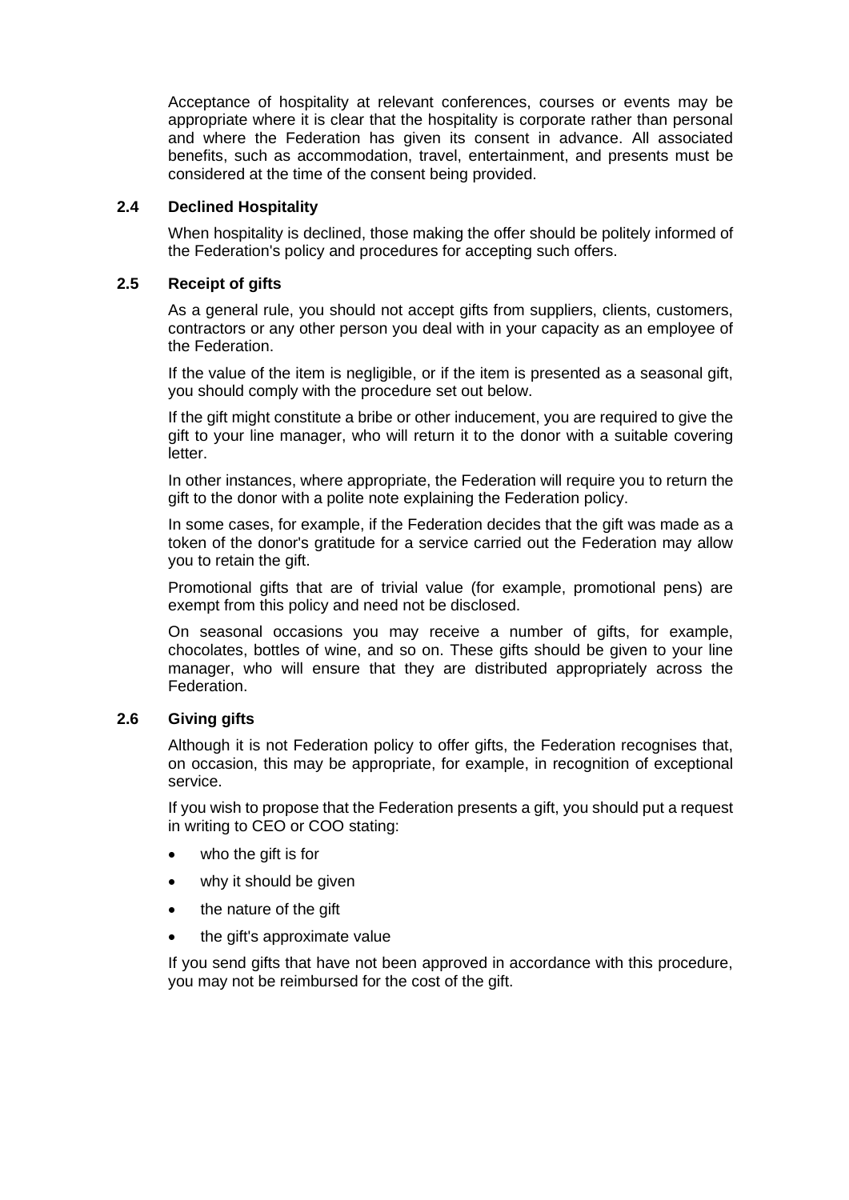Acceptance of hospitality at relevant conferences, courses or events may be appropriate where it is clear that the hospitality is corporate rather than personal and where the Federation has given its consent in advance. All associated benefits, such as accommodation, travel, entertainment, and presents must be considered at the time of the consent being provided.

### 2.4 Declined Hospitality

When hospitality is declined, those making the offer should be politely informed of the Federation's policy and procedures for accepting such offers.

### 2.5 Receipt of gifts

As a general rule, you should not accept gifts from suppliers, clients, customers, contractors or any other person you deal with in your capacity as an employee of the Federation.

If the value of the item is negligible, or if the item is presented as a seasonal gift, you should comply with the procedure set out below.

If the gift might constitute a bribe or other inducement, you are required to give the gift to your line manager, who will return it to the donor with a suitable covering letter.

In other instances, where appropriate, the Federation will require you to return the gift to the donor with a polite note explaining the Federation policy.

In some cases, for example, if the Federation decides that the gift was made as a token of the donor's gratitude for a service carried out the Federation may allow you to retain the gift.

Promotional gifts that are of trivial value (for example, promotional pens) are exempt from this policy and need not be disclosed.

On seasonal occasions you may receive a number of gifts, for example, chocolates, bottles of wine, and so on. These gifts should be given to your line manager, who will ensure that they are distributed appropriately across the Federation.

### 2.6 Giving gifts

Although it is not Federation policy to offer gifts, the Federation recognises that, on occasion, this may be appropriate, for example, in recognition of exceptional service.

If you wish to propose that the Federation presents a gift, you should put a request in writing to CEO or COO stating:

- who the gift is for
- why it should be given
- the nature of the gift
- the gift's approximate value

If you send gifts that have not been approved in accordance with this procedure, you may not be reimbursed for the cost of the gift.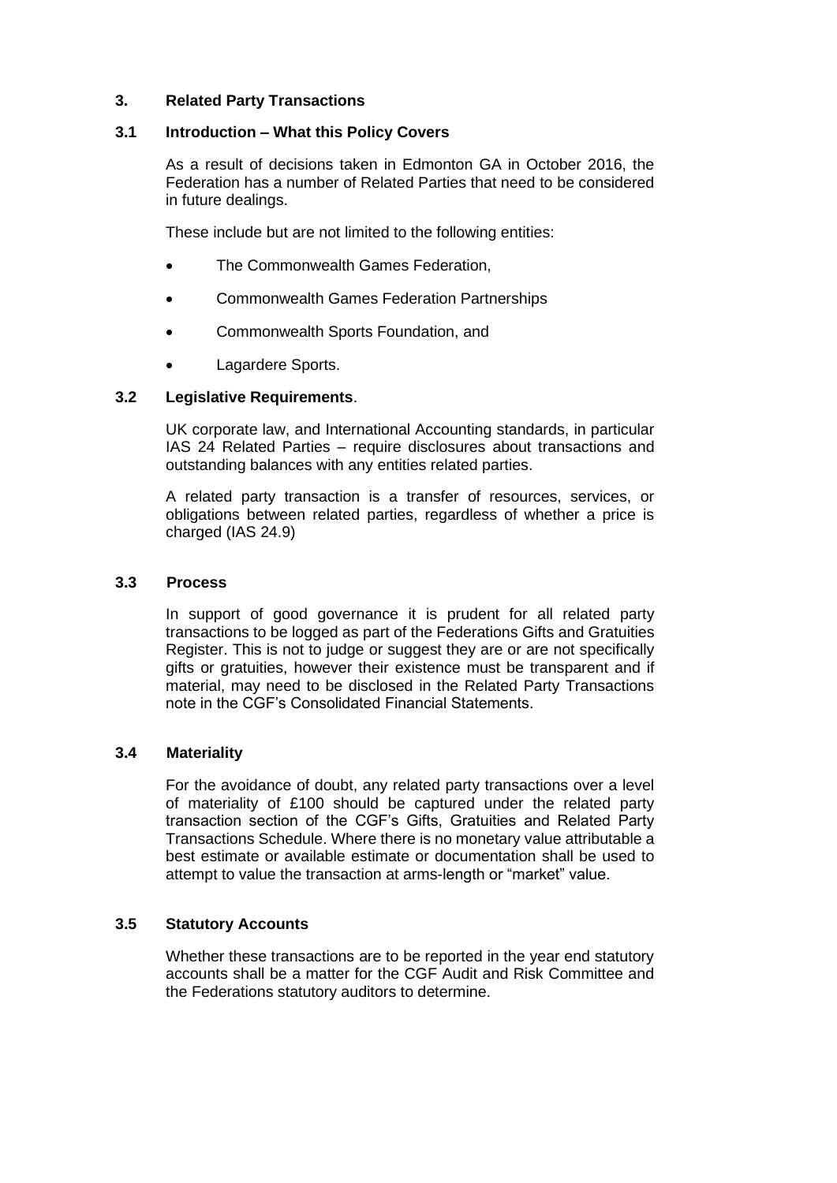## 3. Related Party Transactions

### 3.1 Introduction – What this Policy Covers

As a result of decisions taken in Edmonton GA in October 2016, the Federation has a number of Related Parties that need to be considered in future dealings.

These include but are not limited to the following entities:

- The Commonwealth Games Federation,
- Commonwealth Games Federation Partnerships
- Commonwealth Sports Foundation, and
- Lagardere Sports.

### 3.2 Legislative Requirements.

UK corporate law, and International Accounting standards, in particular IAS 24 Related Parties – require disclosures about transactions and outstanding balances with any entities related parties.

A related party transaction is a transfer of resources, services, or obligations between related parties, regardless of whether a price is charged (IAS 24.9)

### 3.3 Process

In support of good governance it is prudent for all related party transactions to be logged as part of the Federations Gifts and Gratuities Register. This is not to judge or suggest they are or are not specifically gifts or gratuities, however their existence must be transparent and if material, may need to be disclosed in the Related Party Transactions note in the CGF's Consolidated Financial Statements.

### 3.4 Materiality

For the avoidance of doubt, any related party transactions over a level of materiality of £100 should be captured under the related party transaction section of the CGF's Gifts, Gratuities and Related Party Transactions Schedule. Where there is no monetary value attributable a best estimate or available estimate or documentation shall be used to attempt to value the transaction at arms-length or "market" value.

### 3.5 Statutory Accounts

Whether these transactions are to be reported in the year end statutory accounts shall be a matter for the CGF Audit and Risk Committee and the Federations statutory auditors to determine.